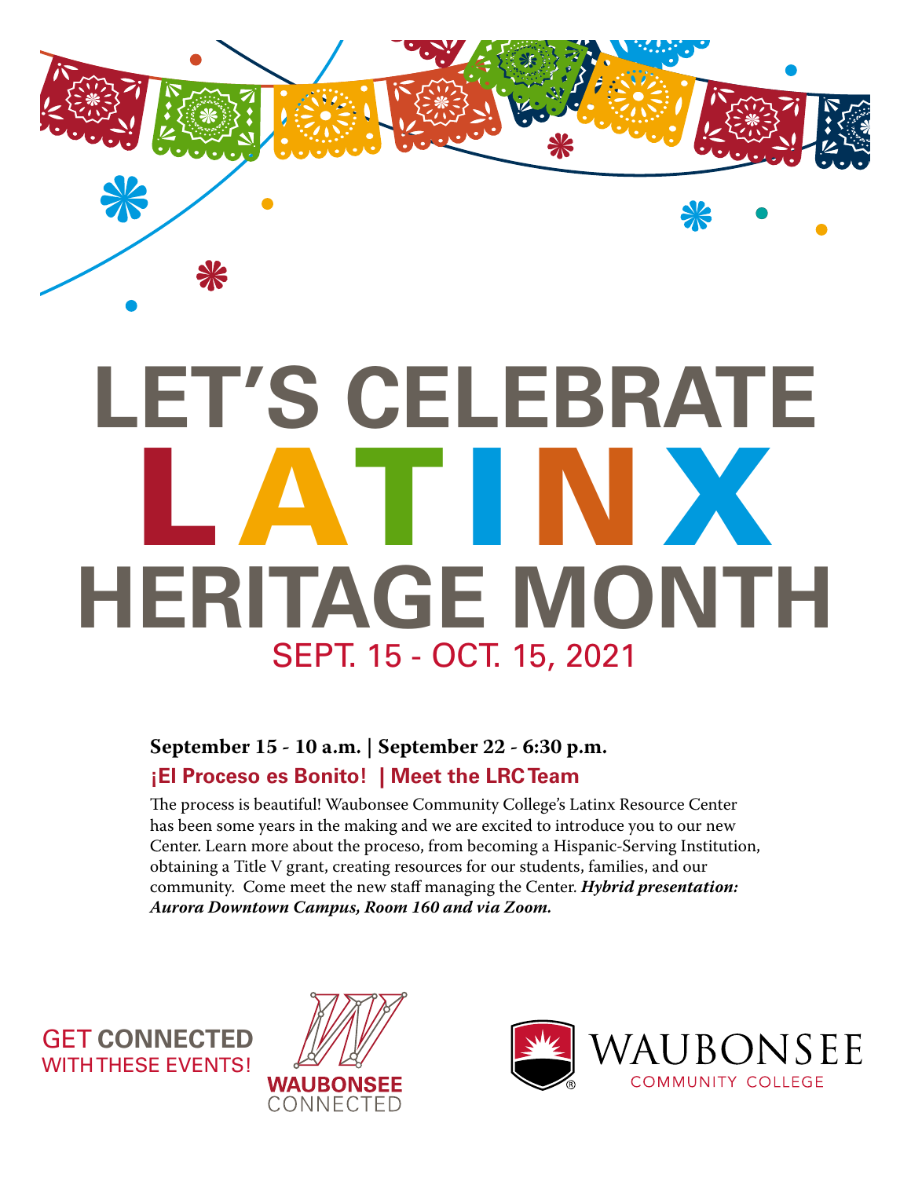# LET'S CELEBRATE LATINX HERITAGE MONTH

## SEPT. 15 - OCT. 15, 2021

**September 15 - 10 a.m. | September 22 - 6:30 p.m.**

### ¡El Proceso es Bonito! | Meet the LRC Team

The process is beautiful! Waubonsee Community College's Latinx Resource Center has been some years in the making and we are excited to introduce you to our new Center. Learn more about the proceso, from becoming a Hispanic-Serving Institution, obtaining a Title V grant, creating resources for our students, families, and our community. Come meet the new staff managing the Center. ***Hybrid presentation: Aurora Downtown Campus, Room 160 and via Zoom.***

GET **CONNECTED** WITH THESE EVENTS!

WAUBONSEE CONNECTED

WAUBONSEE COMMUNITY COLLEGE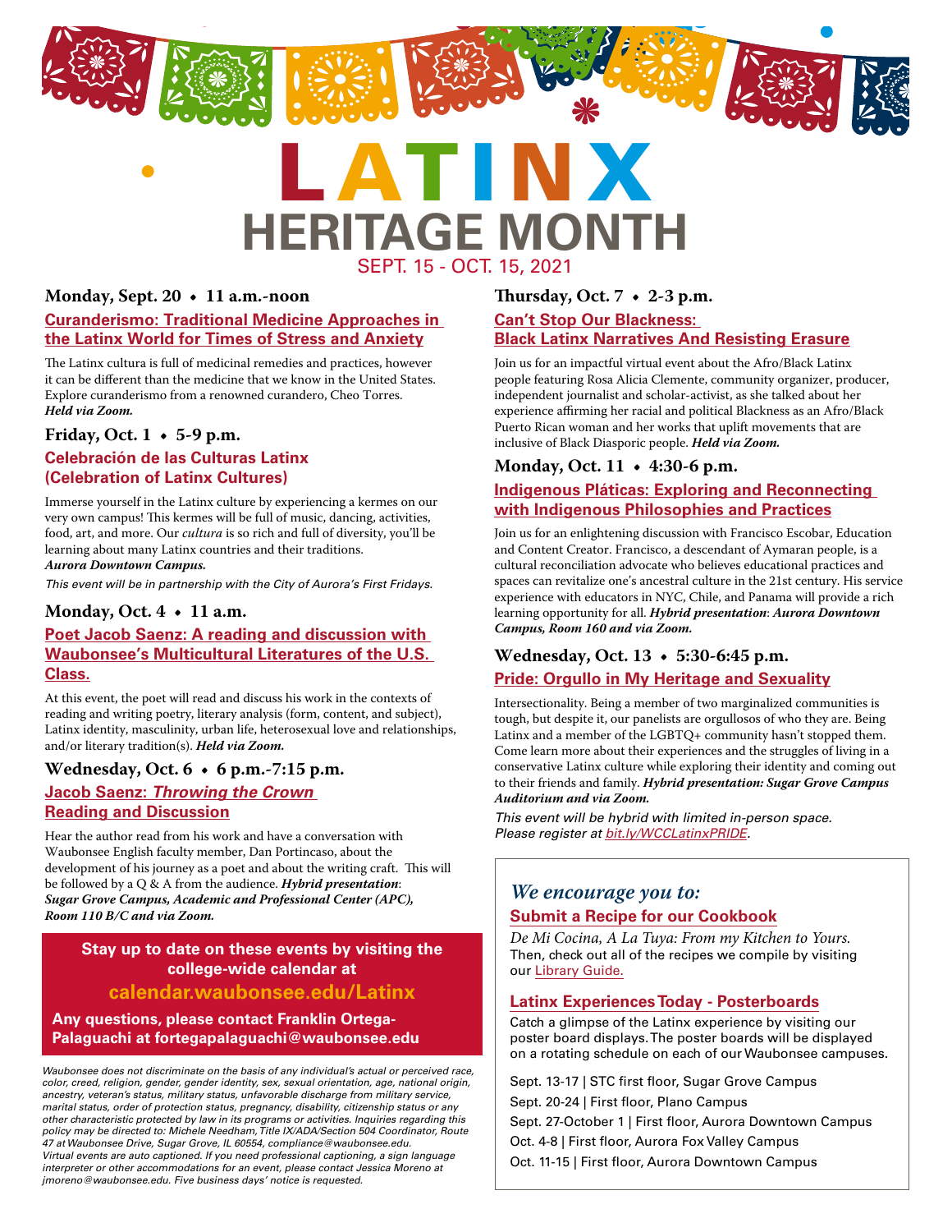# LATINX HERITAGE MONTH

SEPT. 15 - OCT. 15, 2021

### Monday, Sept. 20 • 11 a.m.-noon

**Curanderismo: Traditional Medicine Approaches in the Latinx World for Times of Stress and Anxiety**

The Latinx cultura is full of medicinal remedies and practices, however it can be different than the medicine that we know in the United States. Explore curanderismo from a renowned curandero, Cheo Torres. ***Held via Zoom.***

### Friday, Oct. 1 • 5-9 p.m.

**Celebración de las Culturas Latinx (Celebration of Latinx Cultures)**

Immerse yourself in the Latinx culture by experiencing a kermes on our very own campus! This kermes will be full of music, dancing, activities, food, art, and more. Our *cultura* is so rich and full of diversity, you'll be learning about many Latinx countries and their traditions. ***Aurora Downtown Campus.***

*This event will be in partnership with the City of Aurora's First Fridays.*

### Monday, Oct. 4 • 11 a.m.

**Poet Jacob Saenz: A reading and discussion with Waubonsee's Multicultural Literatures of the U.S. Class.**

At this event, the poet will read and discuss his work in the contexts of reading and writing poetry, literary analysis (form, content, and subject), Latinx identity, masculinity, urban life, heterosexual love and relationships, and/or literary tradition(s). ***Held via Zoom.***

### Wednesday, Oct. 6 • 6 p.m.-7:15 p.m.

**Jacob Saenz: *Throwing the Crown* Reading and Discussion**

Hear the author read from his work and have a conversation with Waubonsee English faculty member, Dan Portincaso, about the development of his journey as a poet and about the writing craft. This will be followed by a Q & A from the audience. ***Hybrid presentation*: *Sugar Grove Campus, Academic and Professional Center (APC), Room 110 B/C and via Zoom.***

**Stay up to date on these events by visiting the college-wide calendar at**

**calendar.waubonsee.edu/Latinx**

**Any questions, please contact Franklin Ortega-Palaguachi at fortegapalaguachi@waubonsee.edu**

### Thursday, Oct. 7 • 2-3 p.m.

**Can't Stop Our Blackness: Black Latinx Narratives And Resisting Erasure**

Join us for an impactful virtual event about the Afro/Black Latinx people featuring Rosa Alicia Clemente, community organizer, producer, independent journalist and scholar-activist, as she talked about her experience affirming her racial and political Blackness as an Afro/Black Puerto Rican woman and her works that uplift movements that are inclusive of Black Diasporic people. ***Held via Zoom.***

### Monday, Oct. 11 • 4:30-6 p.m.

**Indigenous Pláticas: Exploring and Reconnecting with Indigenous Philosophies and Practices**

Join us for an enlightening discussion with Francisco Escobar, Education and Content Creator. Francisco, a descendant of Aymaran people, is a cultural reconciliation advocate who believes educational practices and spaces can revitalize one's ancestral culture in the 21st century. His service experience with educators in NYC, Chile, and Panama will provide a rich learning opportunity for all. ***Hybrid presentation*: *Aurora Downtown Campus, Room 160 and via Zoom.***

### Wednesday, Oct. 13 • 5:30-6:45 p.m.

**Pride: Orgullo in My Heritage and Sexuality**

Intersectionality. Being a member of two marginalized communities is tough, but despite it, our panelists are orgullosos of who they are. Being Latinx and a member of the LGBTQ+ community hasn't stopped them. Come learn more about their experiences and the struggles of living in a conservative Latinx culture while exploring their identity and coming out to their friends and family. ***Hybrid presentation: Sugar Grove Campus Auditorium and via Zoom.***

*This event will be hybrid with limited in-person space. Please register at bit.ly/WCCLatinxPRIDE.*

## *We encourage you to:*

**Submit a Recipe for our Cookbook**

*De Mi Cocina, A La Tuya: From my Kitchen to Yours.* Then, check out all of the recipes we compile by visiting our Library Guide.

**Latinx Experiences Today - Posterboards**

Catch a glimpse of the Latinx experience by visiting our poster board displays. The poster boards will be displayed on a rotating schedule on each of our Waubonsee campuses.

Sept. 13-17 | STC first floor, Sugar Grove Campus

Sept. 20-24 | First floor, Plano Campus

Sept. 27-October 1 | First floor, Aurora Downtown Campus

Oct. 4-8 | First floor, Aurora Fox Valley Campus

Oct. 11-15 | First floor, Aurora Downtown Campus

*Waubonsee does not discriminate on the basis of any individual's actual or perceived race, color, creed, religion, gender, gender identity, sex, sexual orientation, age, national origin, ancestry, veteran's status, military status, unfavorable discharge from military service, marital status, order of protection status, pregnancy, disability, citizenship status or any other characteristic protected by law in its programs or activities. Inquiries regarding this policy may be directed to: Michele Needham, Title IX/ADA/Section 504 Coordinator, Route 47 at Waubonsee Drive, Sugar Grove, IL 60554, compliance@waubonsee.edu. Virtual events are auto captioned. If you need professional captioning, a sign language interpreter or other accommodations for an event, please contact Jessica Moreno at jmoreno@waubonsee.edu. Five business days' notice is requested.*